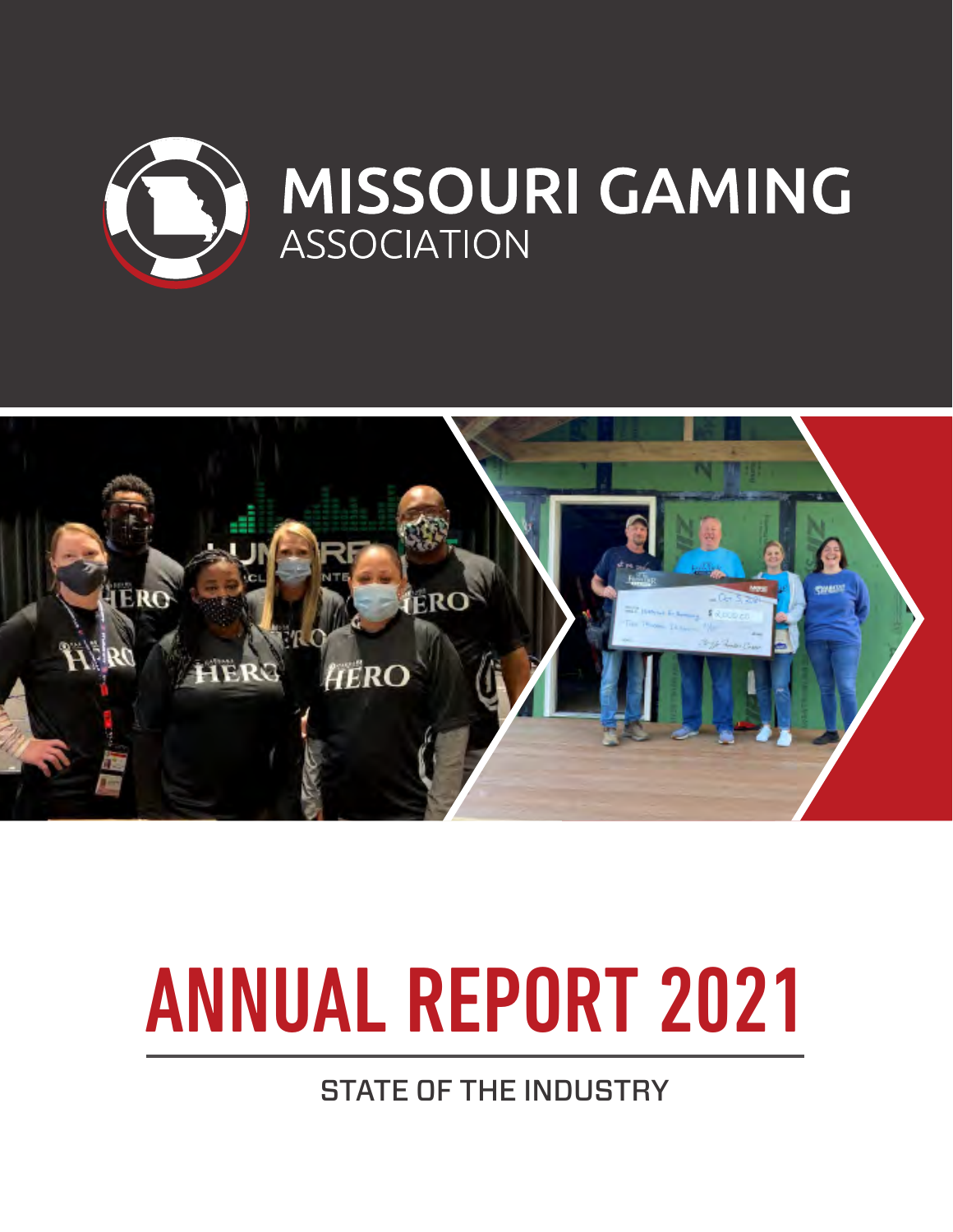# MISSOURI GAMING ASSOCIATION

# ANNUAL REPORT 2021

## STATE OF THE INDUSTRY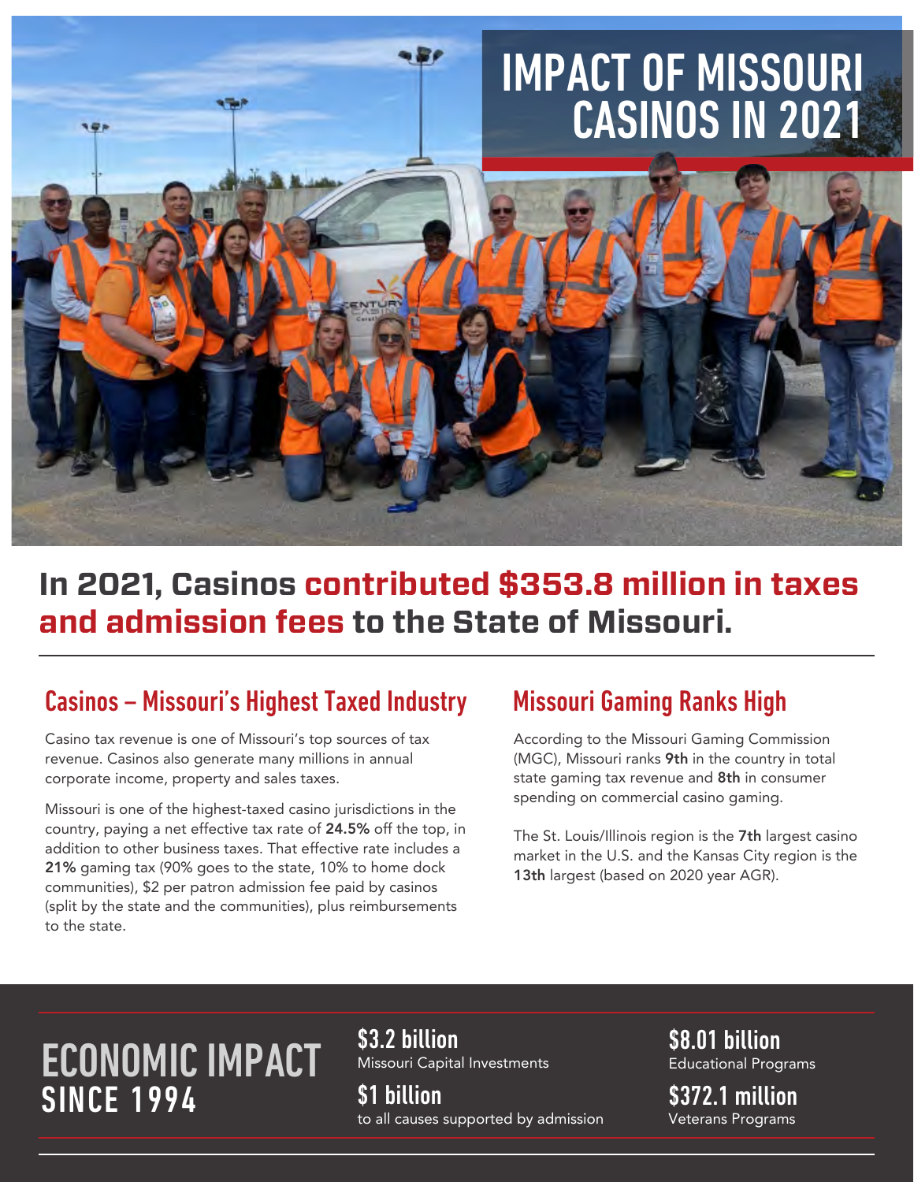# IMPACT OF MISSOURI CASINOS IN 2021

## In 2021, Casinos contributed $353.8 million in taxes and admission fees to the State of Missouri.

### Casinos – Missouri's Highest Taxed Industry

Casino tax revenue is one of Missouri's top sources of tax revenue. Casinos also generate many millions in annual corporate income, property and sales taxes.

Missouri is one of the highest-taxed casino jurisdictions in the country, paying a net effective tax rate of **24.5%** off the top, in addition to other business taxes. That effective rate includes a **21%** gaming tax (90% goes to the state, 10% to home dock communities), $2 per patron admission fee paid by casinos (split by the state and the communities), plus reimbursements to the state.

### Missouri Gaming Ranks High

According to the Missouri Gaming Commission (MGC), Missouri ranks **9th** in the country in total state gaming tax revenue and **8th** in consumer spending on commercial casino gaming.

The St. Louis/Illinois region is the **7th** largest casino market in the U.S. and the Kansas City region is the **13th** largest (based on 2020 year AGR).

## ECONOMIC IMPACT SINCE 1994

**$3.2 billion**
Missouri Capital Investments

**$1 billion**
to all causes supported by admission

**$8.01 billion**
Educational Programs

**$372.1 million**
Veterans Programs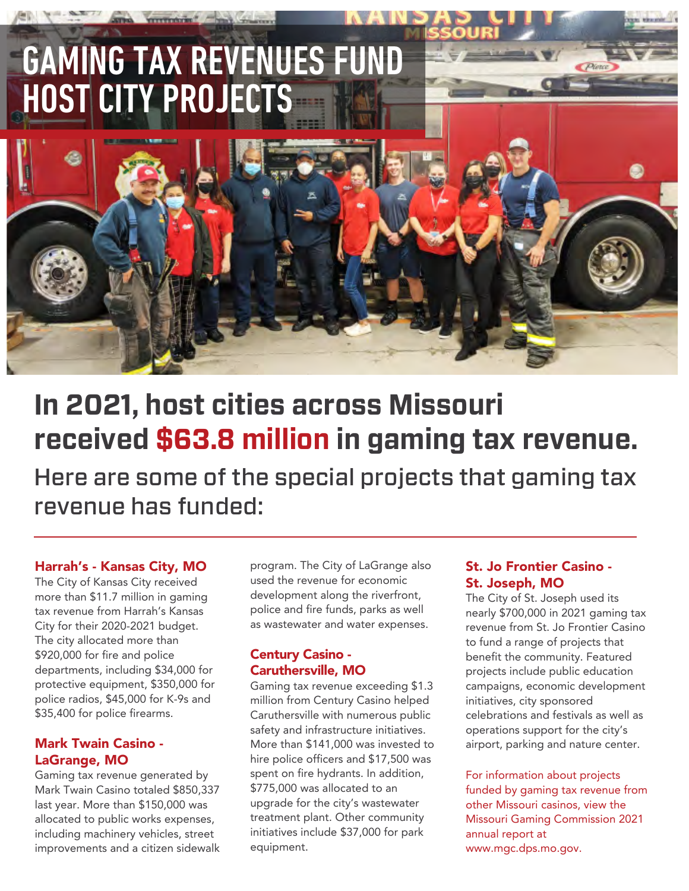# GAMING TAX REVENUES FUND HOST CITY PROJECTS

## In 2021, host cities across Missouri received $63.8 million in gaming tax revenue.

Here are some of the special projects that gaming tax revenue has funded:

### Harrah's - Kansas City, MO

The City of Kansas City received more than $11.7 million in gaming tax revenue from Harrah's Kansas City for their 2020-2021 budget. The city allocated more than $920,000 for fire and police departments, including $34,000 for protective equipment, $350,000 for police radios, $45,000 for K-9s and $35,400 for police firearms.

### Mark Twain Casino - LaGrange, MO

Gaming tax revenue generated by Mark Twain Casino totaled $850,337 last year. More than $150,000 was allocated to public works expenses, including machinery vehicles, street improvements and a citizen sidewalk program. The City of LaGrange also used the revenue for economic development along the riverfront, police and fire funds, parks as well as wastewater and water expenses.

### Century Casino - Caruthersville, MO

Gaming tax revenue exceeding $1.3 million from Century Casino helped Caruthersville with numerous public safety and infrastructure initiatives. More than $141,000 was invested to hire police officers and $17,500 was spent on fire hydrants. In addition, $775,000 was allocated to an upgrade for the city's wastewater treatment plant. Other community initiatives include $37,000 for park equipment.

### St. Jo Frontier Casino - St. Joseph, MO

The City of St. Joseph used its nearly $700,000 in 2021 gaming tax revenue from St. Jo Frontier Casino to fund a range of projects that benefit the community. Featured projects include public education campaigns, economic development initiatives, city sponsored celebrations and festivals as well as operations support for the city's airport, parking and nature center.

For information about projects funded by gaming tax revenue from other Missouri casinos, view the Missouri Gaming Commission 2021 annual report at www.mgc.dps.mo.gov.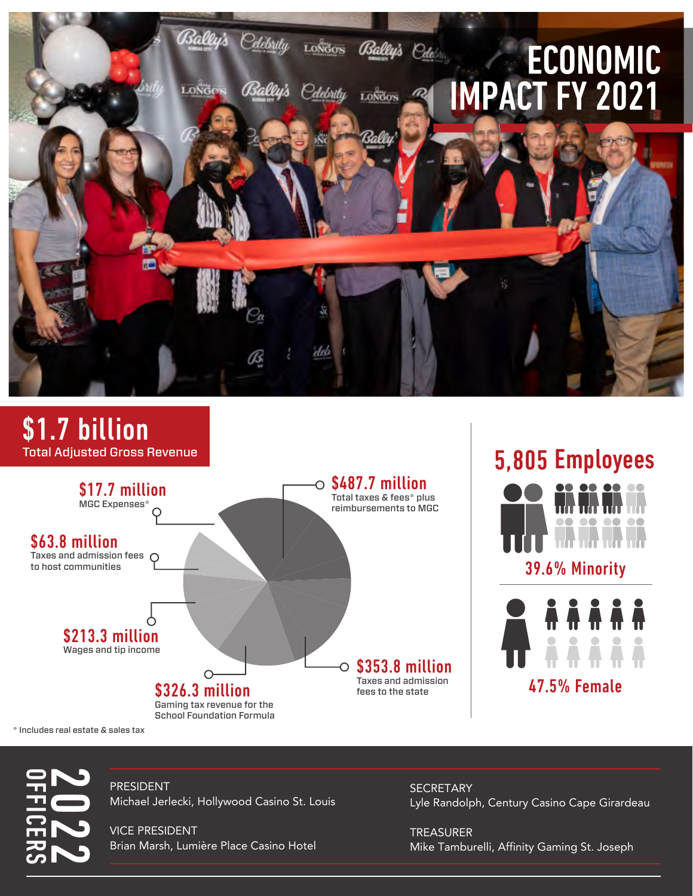# ECONOMIC IMPACT FY 2021

## $1.7 billion
Total Adjusted Gross Revenue

**$17.7 million**
MGC Expenses*

**$487.7 million**
Total taxes & fees* plus reimbursements to MGC

**$63.8 million**
Taxes and admission fees to host communities

**$213.3 million**
Wages and tip income

**$353.8 million**
Taxes and admission fees to the state

**$326.3 million**
Gaming tax revenue for the School Foundation Formula

\* Includes real estate & sales tax

## 5,805 Employees

**39.6% Minority**

**47.5% Female**

## 2022 OFFICERS

PRESIDENT
Michael Jerlecki, Hollywood Casino St. Louis

VICE PRESIDENT
Brian Marsh, Lumière Place Casino Hotel

SECRETARY
Lyle Randolph, Century Casino Cape Girardeau

TREASURER
Mike Tamburelli, Affinity Gaming St. Joseph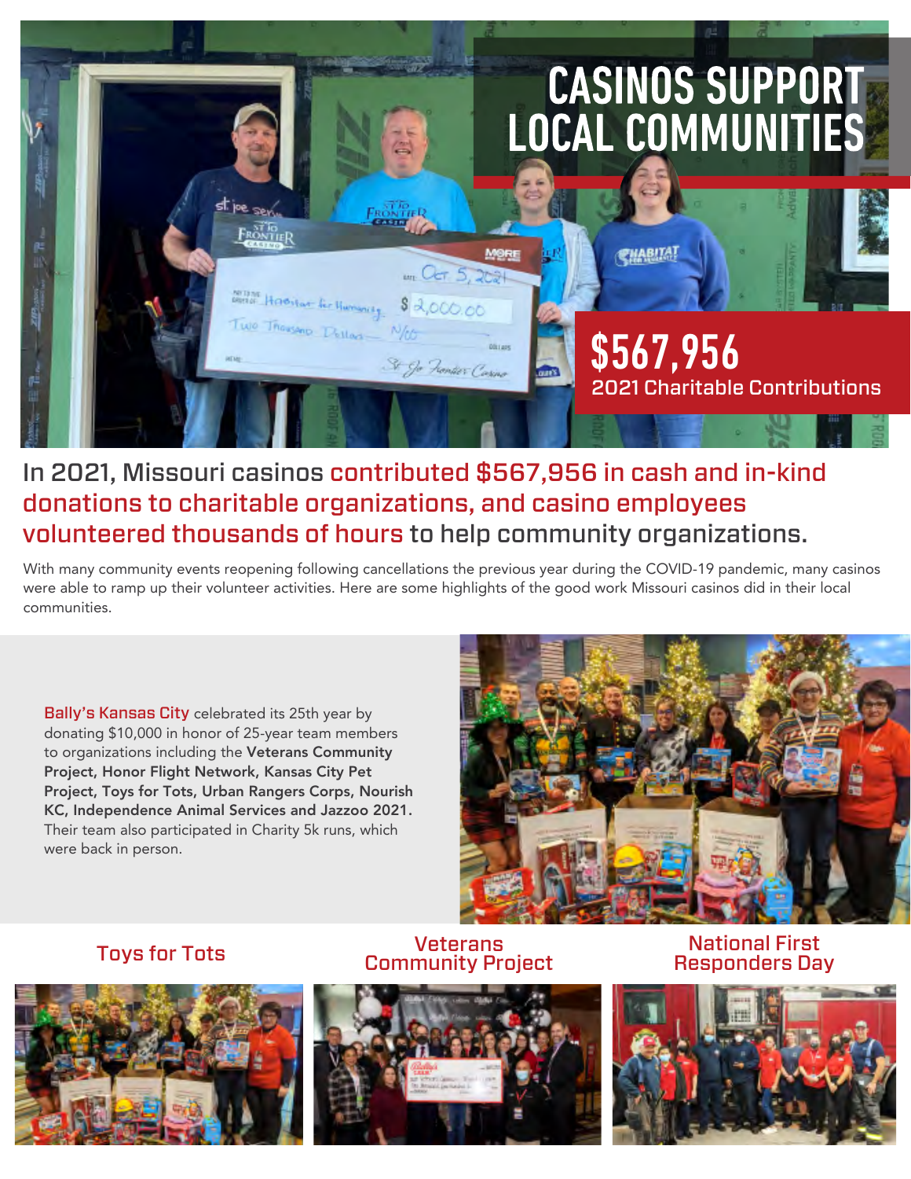# CASINOS SUPPORT LOCAL COMMUNITIES

**$567,956**
2021 Charitable Contributions

## In 2021, Missouri casinos contributed $567,956 in cash and in-kind donations to charitable organizations, and casino employees volunteered thousands of hours to help community organizations.

With many community events reopening following cancellations the previous year during the COVID-19 pandemic, many casinos were able to ramp up their volunteer activities. Here are some highlights of the good work Missouri casinos did in their local communities.

**Bally's Kansas City** celebrated its 25th year by donating $10,000 in honor of 25-year team members to organizations including the **Veterans Community Project, Honor Flight Network, Kansas City Pet Project, Toys for Tots, Urban Rangers Corps, Nourish KC, Independence Animal Services and Jazzoo 2021.** Their team also participated in Charity 5k runs, which were back in person.

Toys for Tots

Veterans Community Project

National First Responders Day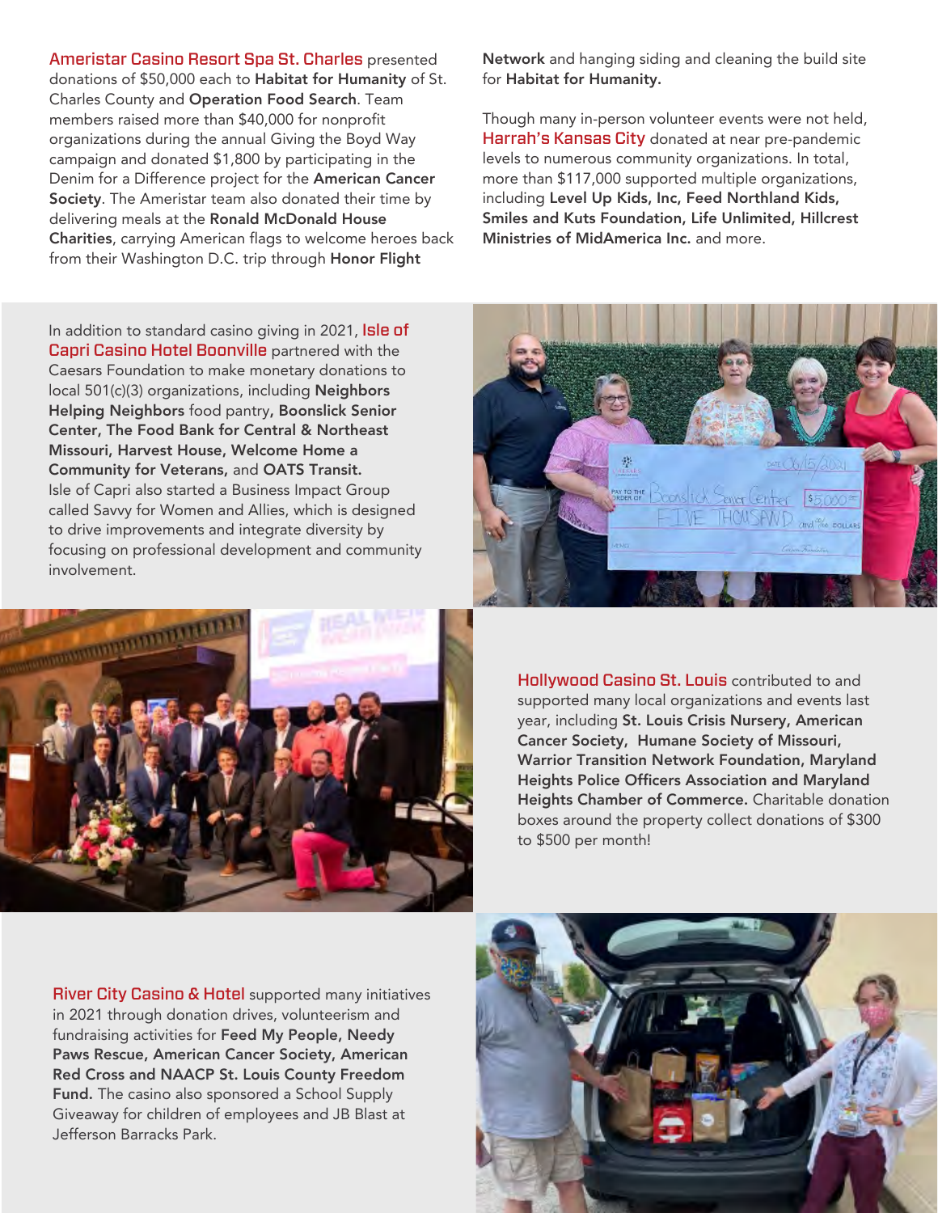**Ameristar Casino Resort Spa St. Charles** presented donations of $50,000 each to **Habitat for Humanity** of St. Charles County and **Operation Food Search**. Team members raised more than $40,000 for nonprofit organizations during the annual Giving the Boyd Way campaign and donated $1,800 by participating in the Denim for a Difference project for the **American Cancer Society**. The Ameristar team also donated their time by delivering meals at the **Ronald McDonald House Charities**, carrying American flags to welcome heroes back from their Washington D.C. trip through **Honor Flight Network** and hanging siding and cleaning the build site for **Habitat for Humanity.**

Though many in-person volunteer events were not held, **Harrah's Kansas City** donated at near pre-pandemic levels to numerous community organizations. In total, more than $117,000 supported multiple organizations, including **Level Up Kids, Inc, Feed Northland Kids, Smiles and Kuts Foundation, Life Unlimited, Hillcrest Ministries of MidAmerica Inc.** and more.

In addition to standard casino giving in 2021, **Isle of Capri Casino Hotel Boonville** partnered with the Caesars Foundation to make monetary donations to local 501(c)(3) organizations, including **Neighbors Helping Neighbors** food pantry, **Boonslick Senior Center, The Food Bank for Central & Northeast Missouri, Harvest House, Welcome Home a Community for Veterans,** and **OATS Transit.** Isle of Capri also started a Business Impact Group called Savvy for Women and Allies, which is designed to drive improvements and integrate diversity by focusing on professional development and community involvement.

**Hollywood Casino St. Louis** contributed to and supported many local organizations and events last year, including **St. Louis Crisis Nursery, American Cancer Society, Humane Society of Missouri, Warrior Transition Network Foundation, Maryland Heights Police Officers Association and Maryland Heights Chamber of Commerce.** Charitable donation boxes around the property collect donations of $300 to $500 per month!

**River City Casino & Hotel** supported many initiatives in 2021 through donation drives, volunteerism and fundraising activities for **Feed My People, Needy Paws Rescue, American Cancer Society, American Red Cross and NAACP St. Louis County Freedom Fund.** The casino also sponsored a School Supply Giveaway for children of employees and JB Blast at Jefferson Barracks Park.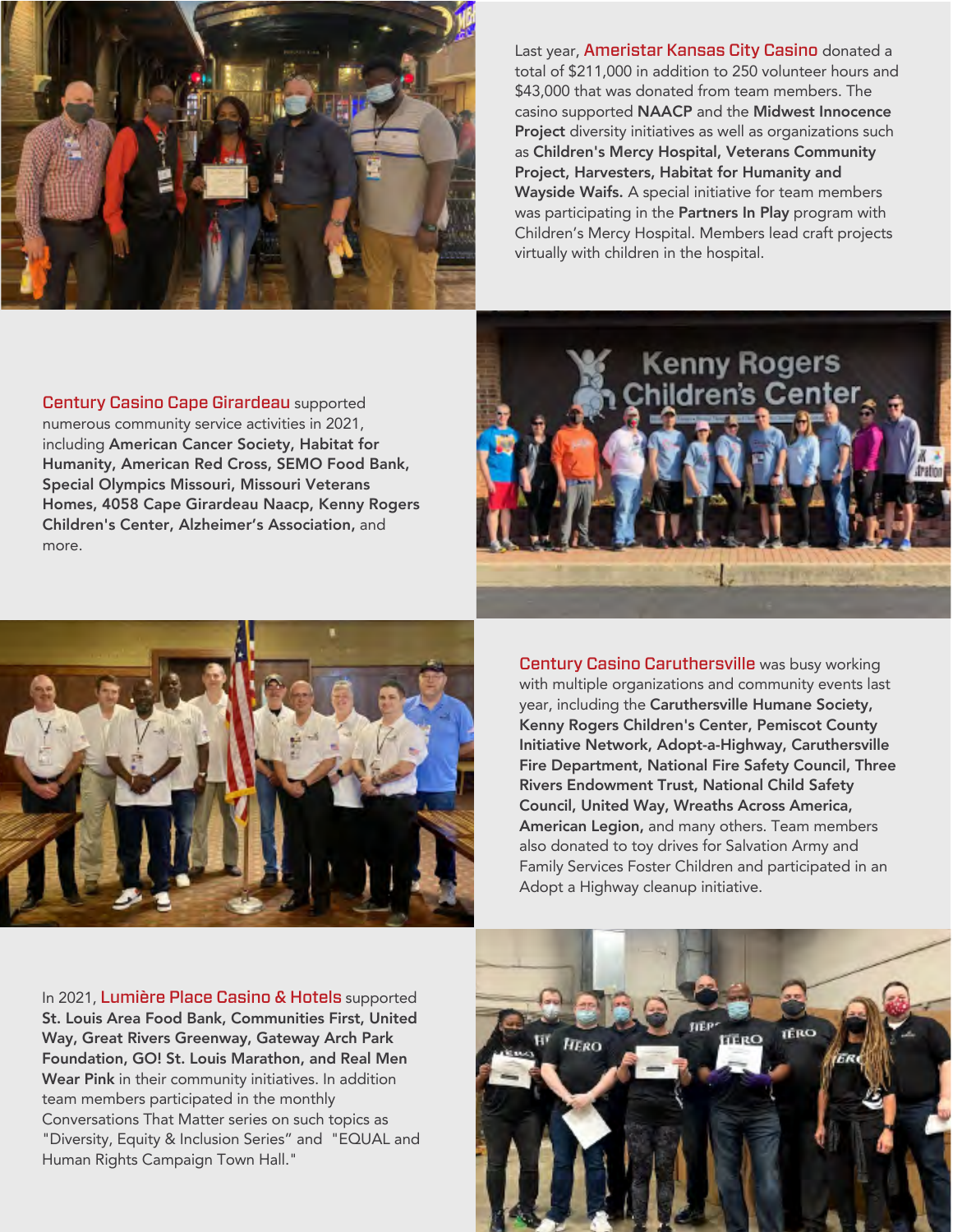Last year, **Ameristar Kansas City Casino** donated a total of $211,000 in addition to 250 volunteer hours and $43,000 that was donated from team members. The casino supported **NAACP** and the **Midwest Innocence Project** diversity initiatives as well as organizations such as **Children's Mercy Hospital, Veterans Community Project, Harvesters, Habitat for Humanity and Wayside Waifs.** A special initiative for team members was participating in the **Partners In Play** program with Children's Mercy Hospital. Members lead craft projects virtually with children in the hospital.

**Century Casino Cape Girardeau** supported numerous community service activities in 2021, including **American Cancer Society, Habitat for Humanity, American Red Cross, SEMO Food Bank, Special Olympics Missouri, Missouri Veterans Homes, 4058 Cape Girardeau Naacp, Kenny Rogers Children's Center, Alzheimer's Association,** and more.

**Century Casino Caruthersville** was busy working with multiple organizations and community events last year, including the **Caruthersville Humane Society, Kenny Rogers Children's Center, Pemiscot County Initiative Network, Adopt-a-Highway, Caruthersville Fire Department, National Fire Safety Council, Three Rivers Endowment Trust, National Child Safety Council, United Way, Wreaths Across America, American Legion,** and many others. Team members also donated to toy drives for Salvation Army and Family Services Foster Children and participated in an Adopt a Highway cleanup initiative.

In 2021, **Lumière Place Casino & Hotels** supported **St. Louis Area Food Bank, Communities First, United Way, Great Rivers Greenway, Gateway Arch Park Foundation, GO! St. Louis Marathon, and Real Men Wear Pink** in their community initiatives. In addition team members participated in the monthly Conversations That Matter series on such topics as "Diversity, Equity & Inclusion Series" and "EQUAL and Human Rights Campaign Town Hall."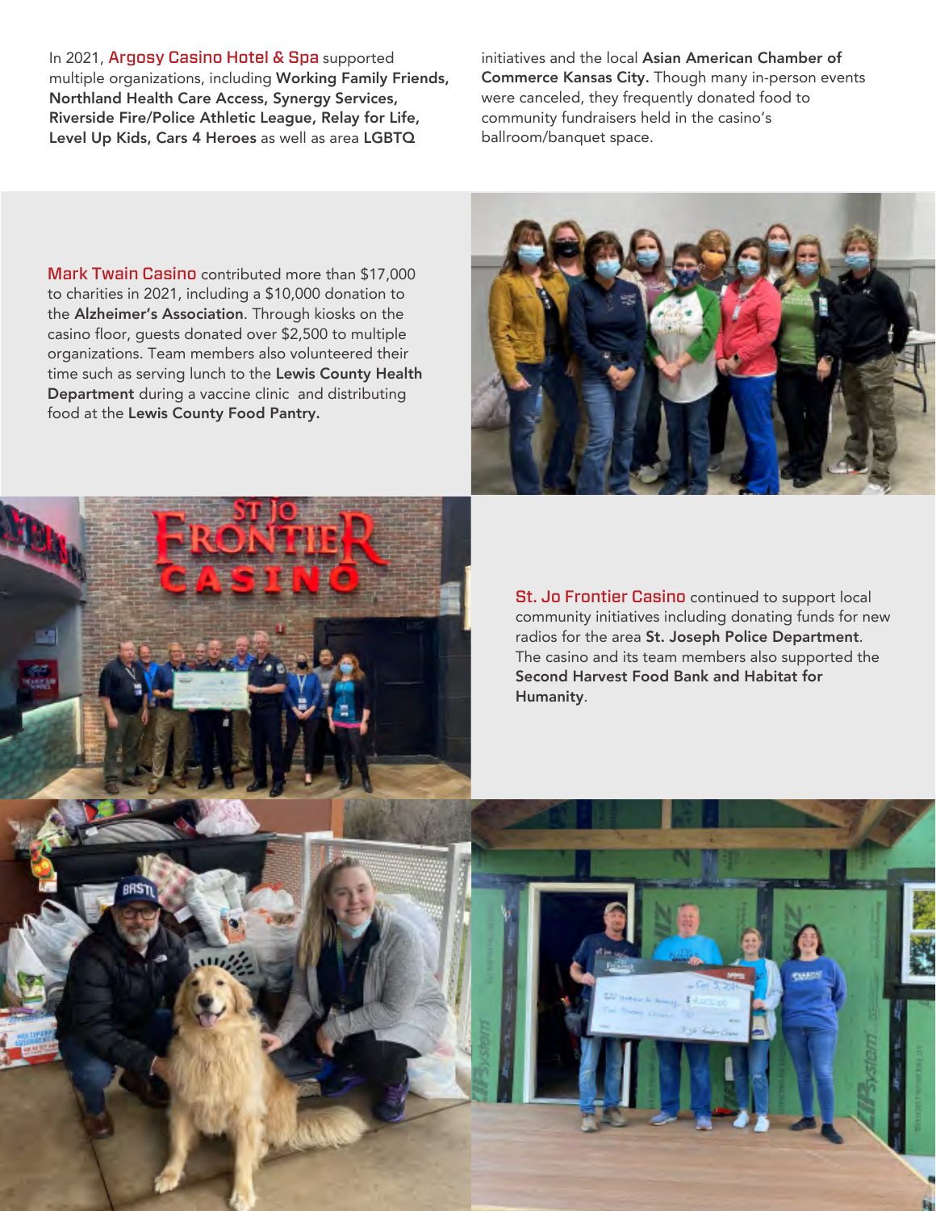In 2021, **Argosy Casino Hotel & Spa** supported multiple organizations, including **Working Family Friends, Northland Health Care Access, Synergy Services, Riverside Fire/Police Athletic League, Relay for Life, Level Up Kids, Cars 4 Heroes** as well as area **LGBTQ** initiatives and the local **Asian American Chamber of Commerce Kansas City.** Though many in-person events were canceled, they frequently donated food to community fundraisers held in the casino's ballroom/banquet space.

**Mark Twain Casino** contributed more than $17,000 to charities in 2021, including a $10,000 donation to the **Alzheimer's Association**. Through kiosks on the casino floor, guests donated over $2,500 to multiple organizations. Team members also volunteered their time such as serving lunch to the **Lewis County Health Department** during a vaccine clinic and distributing food at the **Lewis County Food Pantry.**

**St. Jo Frontier Casino** continued to support local community initiatives including donating funds for new radios for the area **St. Joseph Police Department**. The casino and its team members also supported the **Second Harvest Food Bank and Habitat for Humanity**.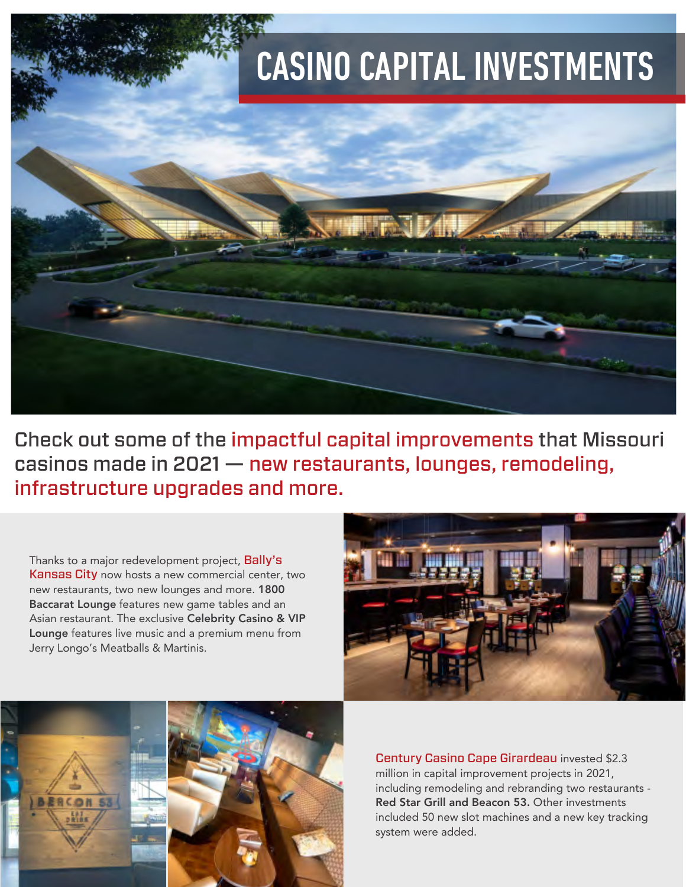# CASINO CAPITAL INVESTMENTS

Check out some of the impactful capital improvements that Missouri casinos made in 2021 — new restaurants, lounges, remodeling, infrastructure upgrades and more.

Thanks to a major redevelopment project, Bally's Kansas City now hosts a new commercial center, two new restaurants, two new lounges and more. **1800 Baccarat Lounge** features new game tables and an Asian restaurant. The exclusive **Celebrity Casino & VIP Lounge** features live music and a premium menu from Jerry Longo's Meatballs & Martinis.

Century Casino Cape Girardeau invested $2.3 million in capital improvement projects in 2021, including remodeling and rebranding two restaurants - **Red Star Grill and Beacon 53.** Other investments included 50 new slot machines and a new key tracking system were added.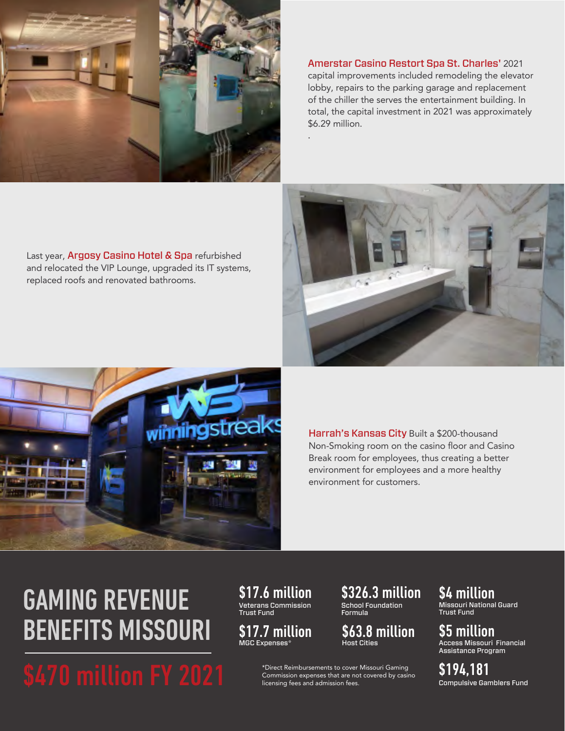**Amerstar Casino Restort Spa St. Charles'** 2021 capital improvements included remodeling the elevator lobby, repairs to the parking garage and replacement of the chiller the serves the entertainment building. In total, the capital investment in 2021 was approximately $6.29 million.

.

Last year, **Argosy Casino Hotel & Spa** refurbished and relocated the VIP Lounge, upgraded its IT systems, replaced roofs and renovated bathrooms.

**Harrah's Kansas City** Built a $200-thousand Non-Smoking room on the casino floor and Casino Break room for employees, thus creating a better environment for employees and a more healthy environment for customers.

# GAMING REVENUE BENEFITS MISSOURI

## $470 million FY 2021

**$17.6 million**
Veterans Commission Trust Fund

**$17.7 million**
MGC Expenses*

**$326.3 million**
School Foundation Formula

**$63.8 million**
Host Cities

*Direct Reimbursements to cover Missouri Gaming Commission expenses that are not covered by casino licensing fees and admission fees.

**$4 million**
Missouri National Guard Trust Fund

**$5 million**
Access Missouri Financial Assistance Program

**$194,181**
Compulsive Gamblers Fund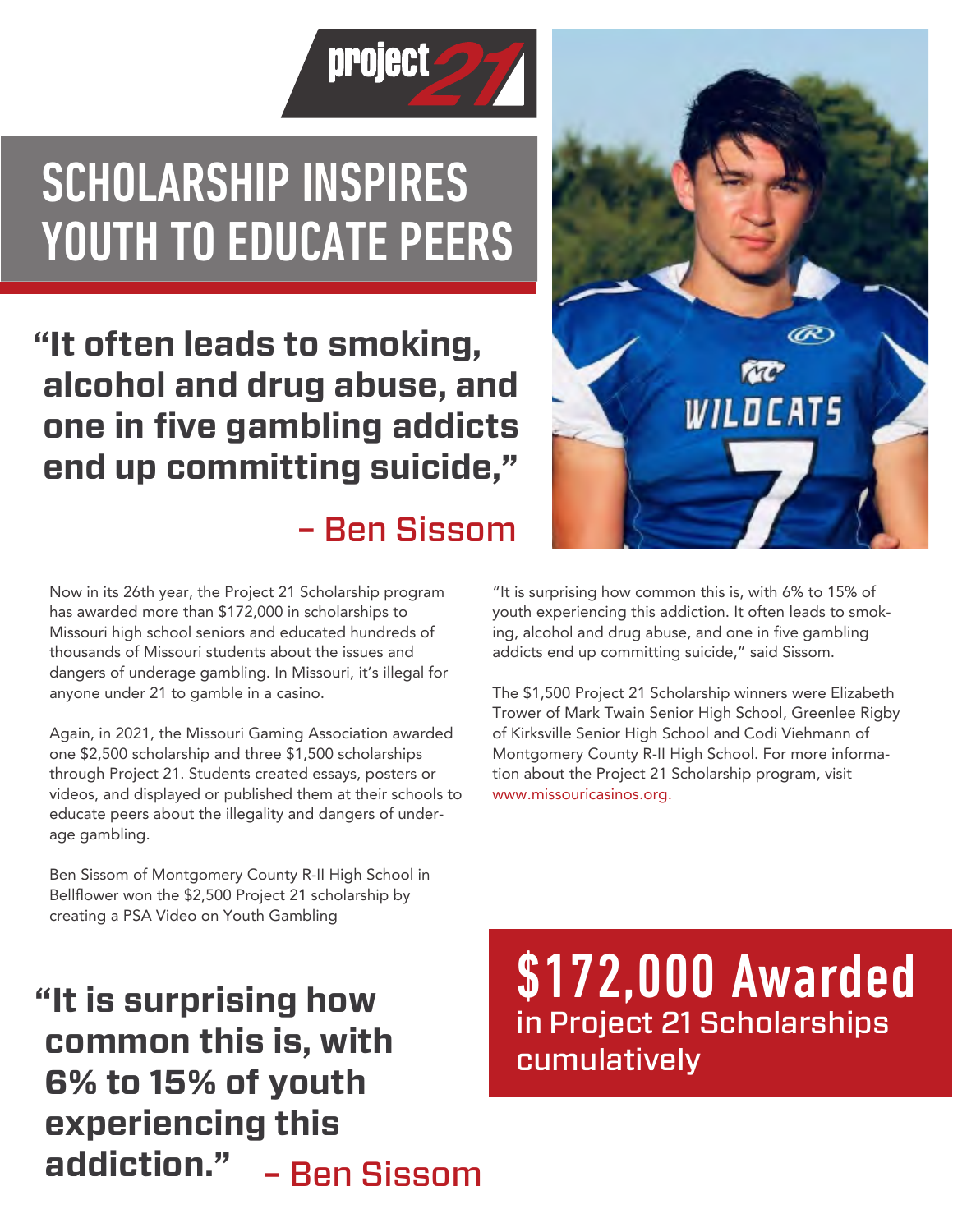project 21

# SCHOLARSHIP INSPIRES YOUTH TO EDUCATE PEERS

> **"It often leads to smoking, alcohol and drug abuse, and one in five gambling addicts end up committing suicide,"**
>
> **– Ben Sissom**

Now in its 26th year, the Project 21 Scholarship program has awarded more than $172,000 in scholarships to Missouri high school seniors and educated hundreds of thousands of Missouri students about the issues and dangers of underage gambling. In Missouri, it's illegal for anyone under 21 to gamble in a casino.

Again, in 2021, the Missouri Gaming Association awarded one $2,500 scholarship and three $1,500 scholarships through Project 21. Students created essays, posters or videos, and displayed or published them at their schools to educate peers about the illegality and dangers of underage gambling.

Ben Sissom of Montgomery County R-II High School in Bellflower won the $2,500 Project 21 scholarship by creating a PSA Video on Youth Gambling

"It is surprising how common this is, with 6% to 15% of youth experiencing this addiction. It often leads to smoking, alcohol and drug abuse, and one in five gambling addicts end up committing suicide," said Sissom.

The $1,500 Project 21 Scholarship winners were Elizabeth Trower of Mark Twain Senior High School, Greenlee Rigby of Kirksville Senior High School and Codi Viehmann of Montgomery County R-II High School. For more information about the Project 21 Scholarship program, visit www.missouricasinos.org.

> **"It is surprising how common this is, with 6% to 15% of youth experiencing this addiction."** **– Ben Sissom**

## $172,000 Awarded

in Project 21 Scholarships cumulatively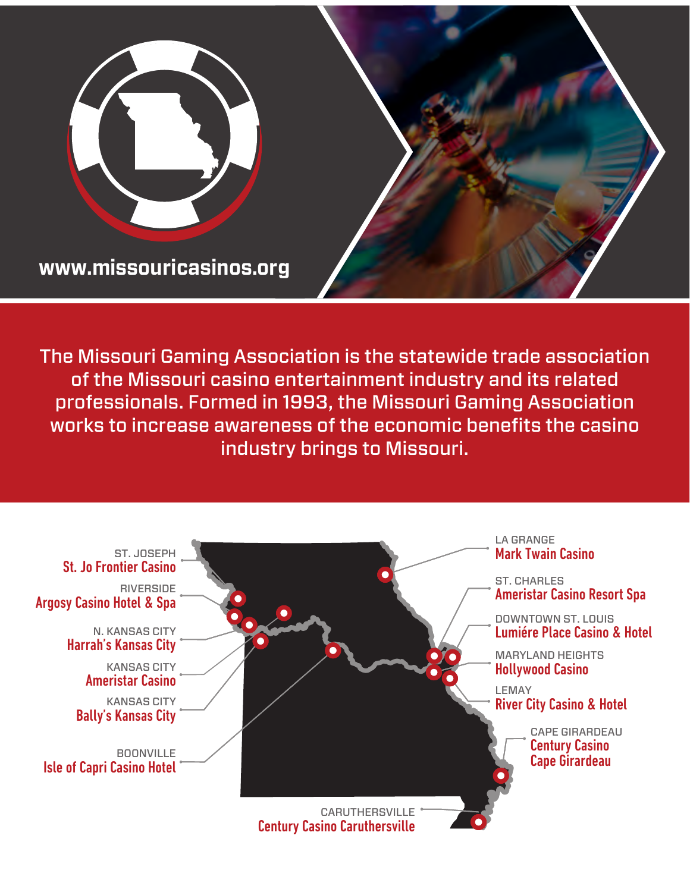www.missouricasinos.org

The Missouri Gaming Association is the statewide trade association of the Missouri casino entertainment industry and its related professionals. Formed in 1993, the Missouri Gaming Association works to increase awareness of the economic benefits the casino industry brings to Missouri.

ST. JOSEPH
St. Jo Frontier Casino

RIVERSIDE
Argosy Casino Hotel & Spa

N. KANSAS CITY
Harrah's Kansas City

KANSAS CITY
Ameristar Casino

KANSAS CITY
Bally's Kansas City

BOONVILLE
Isle of Capri Casino Hotel

LA GRANGE
Mark Twain Casino

ST. CHARLES
Ameristar Casino Resort Spa

DOWNTOWN ST. LOUIS
Lumiére Place Casino & Hotel

MARYLAND HEIGHTS
Hollywood Casino

LEMAY
River City Casino & Hotel

CAPE GIRARDEAU
Century Casino Cape Girardeau

CARUTHERSVILLE
Century Casino Caruthersville